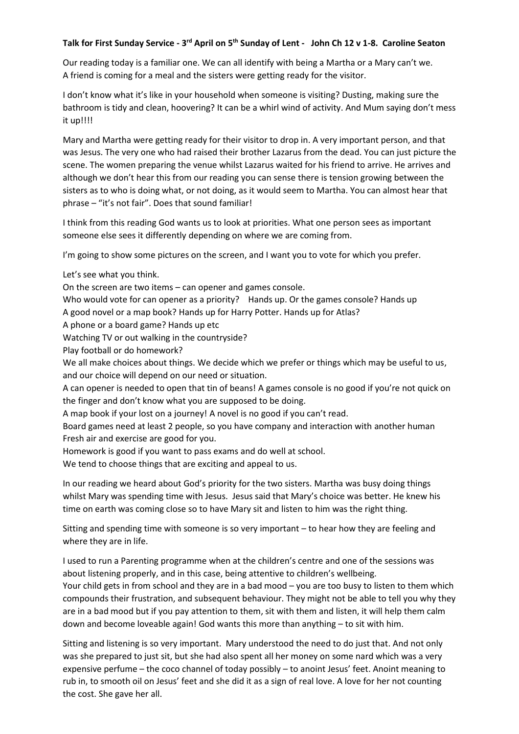**Talk for First Sunday Service - 3rd April on 5th Sunday of Lent - John Ch 12 v 1-8. Caroline Seaton**

Our reading today is a familiar one. We can all identify with being a Martha or a Mary can't we. A friend is coming for a meal and the sisters were getting ready for the visitor.

I don't know what it's like in your household when someone is visiting? Dusting, making sure the bathroom is tidy and clean, hoovering? It can be a whirl wind of activity. And Mum saying don't mess it up!!!!

Mary and Martha were getting ready for their visitor to drop in. A very important person, and that was Jesus. The very one who had raised their brother Lazarus from the dead. You can just picture the scene. The women preparing the venue whilst Lazarus waited for his friend to arrive. He arrives and although we don't hear this from our reading you can sense there is tension growing between the sisters as to who is doing what, or not doing, as it would seem to Martha. You can almost hear that phrase – "it's not fair". Does that sound familiar!

I think from this reading God wants us to look at priorities. What one person sees as important someone else sees it differently depending on where we are coming from.

I'm going to show some pictures on the screen, and I want you to vote for which you prefer.

Let's see what you think.
On the screen are two items – can opener and games console.
Who would vote for can opener as a priority? Hands up. Or the games console? Hands up
A good novel or a map book? Hands up for Harry Potter. Hands up for Atlas?
A phone or a board game? Hands up etc
Watching TV or out walking in the countryside?
Play football or do homework?
We all make choices about things. We decide which we prefer or things which may be useful to us, and our choice will depend on our need or situation.
A can opener is needed to open that tin of beans! A games console is no good if you're not quick on the finger and don't know what you are supposed to be doing.
A map book if your lost on a journey! A novel is no good if you can't read.
Board games need at least 2 people, so you have company and interaction with another human
Fresh air and exercise are good for you.
Homework is good if you want to pass exams and do well at school.
We tend to choose things that are exciting and appeal to us.

In our reading we heard about God's priority for the two sisters. Martha was busy doing things whilst Mary was spending time with Jesus. Jesus said that Mary's choice was better. He knew his time on earth was coming close so to have Mary sit and listen to him was the right thing.

Sitting and spending time with someone is so very important – to hear how they are feeling and where they are in life.

I used to run a Parenting programme when at the children's centre and one of the sessions was about listening properly, and in this case, being attentive to children's wellbeing.
Your child gets in from school and they are in a bad mood – you are too busy to listen to them which compounds their frustration, and subsequent behaviour. They might not be able to tell you why they are in a bad mood but if you pay attention to them, sit with them and listen, it will help them calm down and become loveable again! God wants this more than anything – to sit with him.

Sitting and listening is so very important. Mary understood the need to do just that. And not only was she prepared to just sit, but she had also spent all her money on some nard which was a very expensive perfume – the coco channel of today possibly – to anoint Jesus' feet. Anoint meaning to rub in, to smooth oil on Jesus' feet and she did it as a sign of real love. A love for her not counting the cost. She gave her all.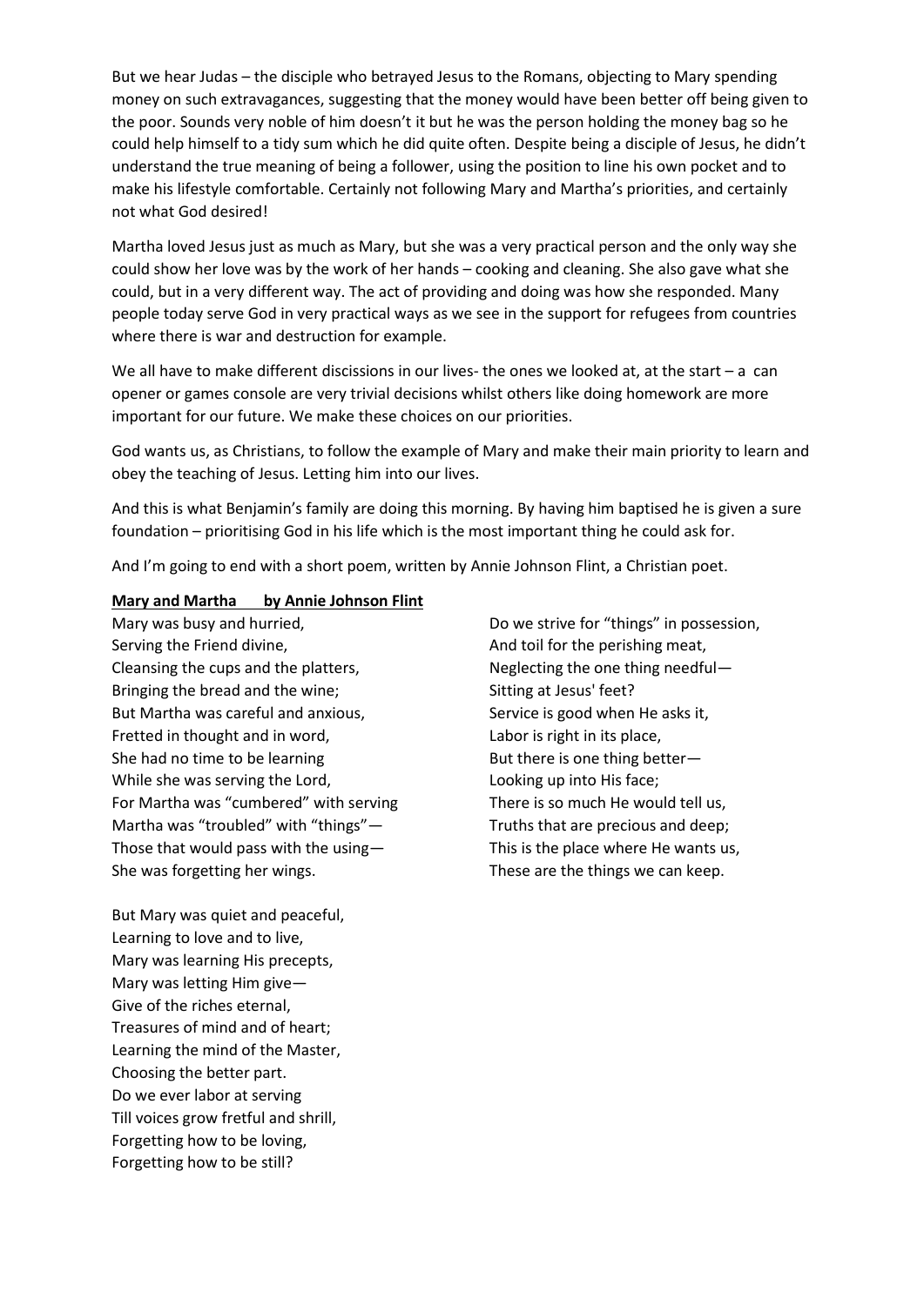But we hear Judas – the disciple who betrayed Jesus to the Romans, objecting to Mary spending money on such extravagances, suggesting that the money would have been better off being given to the poor. Sounds very noble of him doesn't it but he was the person holding the money bag so he could help himself to a tidy sum which he did quite often. Despite being a disciple of Jesus, he didn't understand the true meaning of being a follower, using the position to line his own pocket and to make his lifestyle comfortable. Certainly not following Mary and Martha's priorities, and certainly not what God desired!

Martha loved Jesus just as much as Mary, but she was a very practical person and the only way she could show her love was by the work of her hands – cooking and cleaning. She also gave what she could, but in a very different way. The act of providing and doing was how she responded. Many people today serve God in very practical ways as we see in the support for refugees from countries where there is war and destruction for example.

We all have to make different discissions in our lives- the ones we looked at, at the start – a can opener or games console are very trivial decisions whilst others like doing homework are more important for our future. We make these choices on our priorities.

God wants us, as Christians, to follow the example of Mary and make their main priority to learn and obey the teaching of Jesus. Letting him into our lives.

And this is what Benjamin's family are doing this morning. By having him baptised he is given a sure foundation – prioritising God in his life which is the most important thing he could ask for.

And I'm going to end with a short poem, written by Annie Johnson Flint, a Christian poet.

**Mary and Martha by Annie Johnson Flint**

Mary was busy and hurried,
Serving the Friend divine,
Cleansing the cups and the platters,
Bringing the bread and the wine;
But Martha was careful and anxious,
Fretted in thought and in word,
She had no time to be learning
While she was serving the Lord,
For Martha was "cumbered" with serving
Martha was "troubled" with "things"—
Those that would pass with the using—
She was forgetting her wings.

But Mary was quiet and peaceful,
Learning to love and to live,
Mary was learning His precepts,
Mary was letting Him give—
Give of the riches eternal,
Treasures of mind and of heart;
Learning the mind of the Master,
Choosing the better part.
Do we ever labor at serving
Till voices grow fretful and shrill,
Forgetting how to be loving,
Forgetting how to be still?

Do we strive for "things" in possession,
And toil for the perishing meat,
Neglecting the one thing needful—
Sitting at Jesus' feet?
Service is good when He asks it,
Labor is right in its place,
But there is one thing better—
Looking up into His face;
There is so much He would tell us,
Truths that are precious and deep;
This is the place where He wants us,
These are the things we can keep.